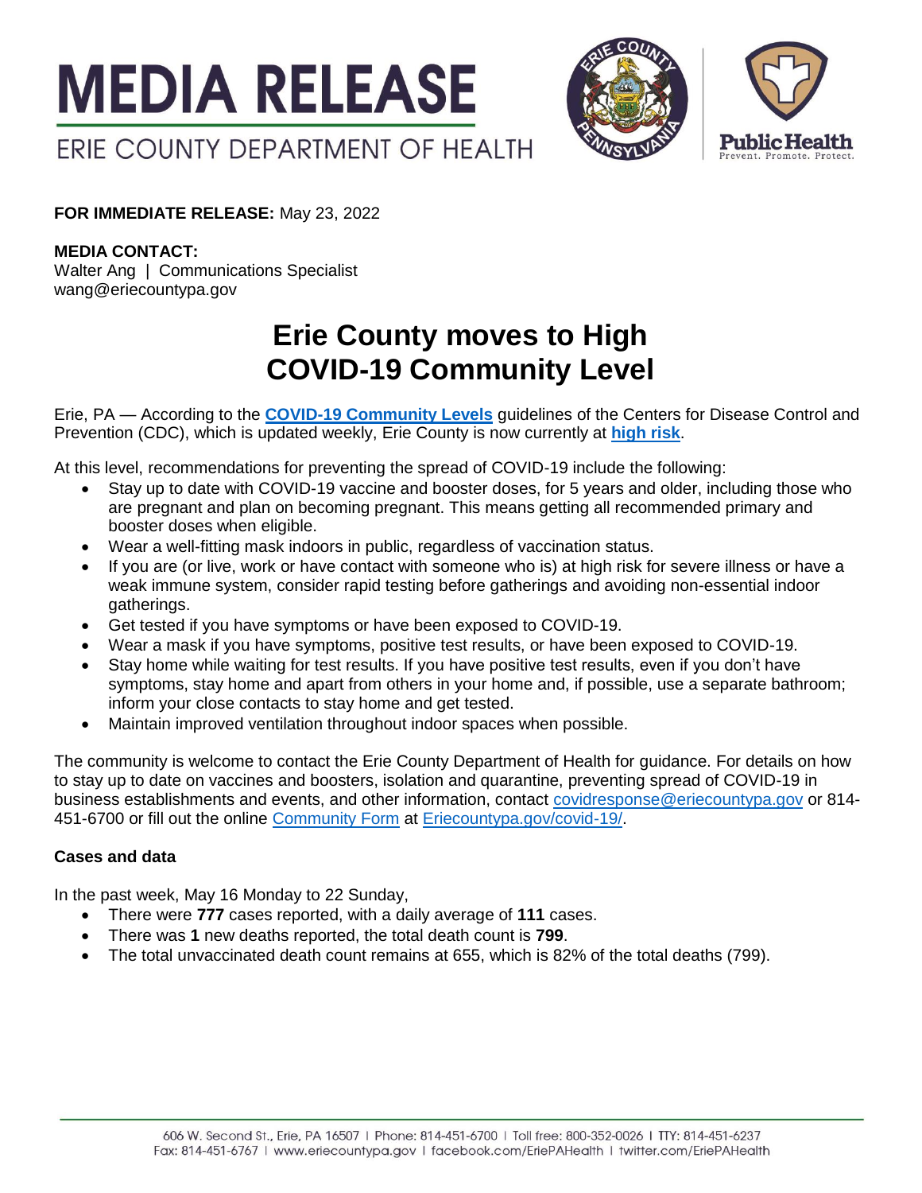# MEDIA RELEASE

ERIE COUNTY DEPARTMENT OF HEALTH

**FOR IMMEDIATE RELEASE:** May 23, 2022

**MEDIA CONTACT:**
Walter Ang | Communications Specialist
wang@eriecountypa.gov

# Erie County moves to High COVID-19 Community Level

Erie, PA — According to the **COVID-19 Community Levels** guidelines of the Centers for Disease Control and Prevention (CDC), which is updated weekly, Erie County is now currently at **high risk**.

At this level, recommendations for preventing the spread of COVID-19 include the following:

- Stay up to date with COVID-19 vaccine and booster doses, for 5 years and older, including those who are pregnant and plan on becoming pregnant. This means getting all recommended primary and booster doses when eligible.
- Wear a well-fitting mask indoors in public, regardless of vaccination status.
- If you are (or live, work or have contact with someone who is) at high risk for severe illness or have a weak immune system, consider rapid testing before gatherings and avoiding non-essential indoor gatherings.
- Get tested if you have symptoms or have been exposed to COVID-19.
- Wear a mask if you have symptoms, positive test results, or have been exposed to COVID-19.
- Stay home while waiting for test results. If you have positive test results, even if you don't have symptoms, stay home and apart from others in your home and, if possible, use a separate bathroom; inform your close contacts to stay home and get tested.
- Maintain improved ventilation throughout indoor spaces when possible.

The community is welcome to contact the Erie County Department of Health for guidance. For details on how to stay up to date on vaccines and boosters, isolation and quarantine, preventing spread of COVID-19 in business establishments and events, and other information, contact covidresponse@eriecountypa.gov or 814-451-6700 or fill out the online Community Form at Eriecountypa.gov/covid-19/.

**Cases and data**

In the past week, May 16 Monday to 22 Sunday,

- There were **777** cases reported, with a daily average of **111** cases.
- There was **1** new deaths reported, the total death count is **799**.
- The total unvaccinated death count remains at 655, which is 82% of the total deaths (799).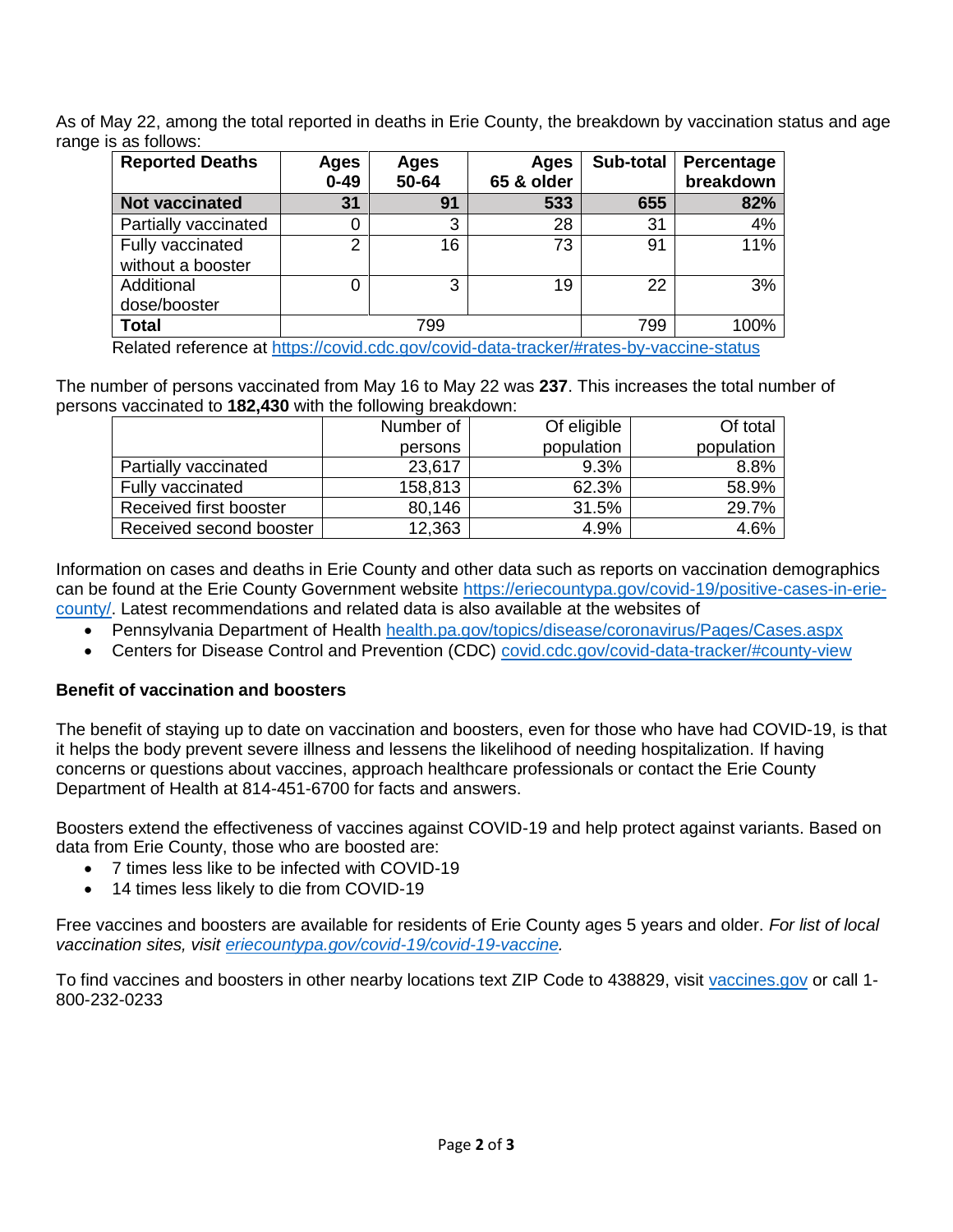As of May 22, among the total reported in deaths in Erie County, the breakdown by vaccination status and age range is as follows:

| **Reported Deaths** | **Ages 0-49** | **Ages 50-64** | **Ages 65 & older** | **Sub-total** | **Percentage breakdown** |
|---|---|---|---|---|---|
| **Not vaccinated** | **31** | **91** | **533** | **655** | **82%** |
| Partially vaccinated | 0 | 3 | 28 | 31 | 4% |
| Fully vaccinated without a booster | 2 | 16 | 73 | 91 | 11% |
| Additional dose/booster | 0 | 3 | 19 | 22 | 3% |
| **Total** | 799 | | | 799 | 100% |

Related reference at https://covid.cdc.gov/covid-data-tracker/#rates-by-vaccine-status

The number of persons vaccinated from May 16 to May 22 was **237**. This increases the total number of persons vaccinated to **182,430** with the following breakdown:

| | Number of persons | Of eligible population | Of total population |
|---|---|---|---|
| Partially vaccinated | 23,617 | 9.3% | 8.8% |
| Fully vaccinated | 158,813 | 62.3% | 58.9% |
| Received first booster | 80,146 | 31.5% | 29.7% |
| Received second booster | 12,363 | 4.9% | 4.6% |

Information on cases and deaths in Erie County and other data such as reports on vaccination demographics can be found at the Erie County Government website https://eriecountypa.gov/covid-19/positive-cases-in-erie-county/. Latest recommendations and related data is also available at the websites of

- Pennsylvania Department of Health health.pa.gov/topics/disease/coronavirus/Pages/Cases.aspx
- Centers for Disease Control and Prevention (CDC) covid.cdc.gov/covid-data-tracker/#county-view

**Benefit of vaccination and boosters**

The benefit of staying up to date on vaccination and boosters, even for those who have had COVID-19, is that it helps the body prevent severe illness and lessens the likelihood of needing hospitalization. If having concerns or questions about vaccines, approach healthcare professionals or contact the Erie County Department of Health at 814-451-6700 for facts and answers.

Boosters extend the effectiveness of vaccines against COVID-19 and help protect against variants. Based on data from Erie County, those who are boosted are:

- 7 times less like to be infected with COVID-19
- 14 times less likely to die from COVID-19

Free vaccines and boosters are available for residents of Erie County ages 5 years and older. *For list of local vaccination sites, visit eriecountypa.gov/covid-19/covid-19-vaccine.*

To find vaccines and boosters in other nearby locations text ZIP Code to 438829, visit vaccines.gov or call 1-800-232-0233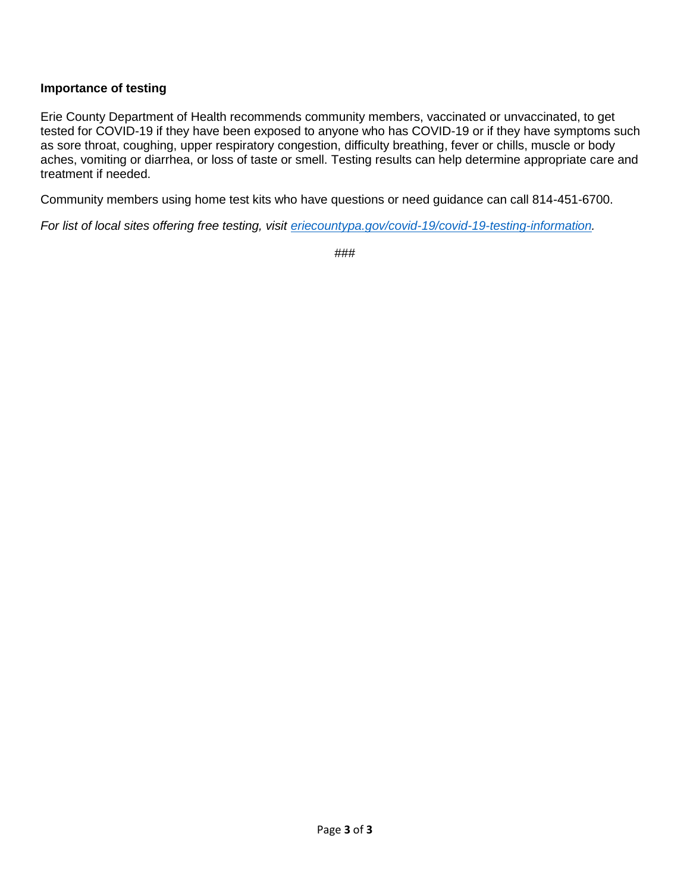**Importance of testing**

Erie County Department of Health recommends community members, vaccinated or unvaccinated, to get tested for COVID-19 if they have been exposed to anyone who has COVID-19 or if they have symptoms such as sore throat, coughing, upper respiratory congestion, difficulty breathing, fever or chills, muscle or body aches, vomiting or diarrhea, or loss of taste or smell. Testing results can help determine appropriate care and treatment if needed.

Community members using home test kits who have questions or need guidance can call 814-451-6700.

*For list of local sites offering free testing, visit [eriecountypa.gov/covid-19/covid-19-testing-information](eriecountypa.gov/covid-19/covid-19-testing-information).*

###